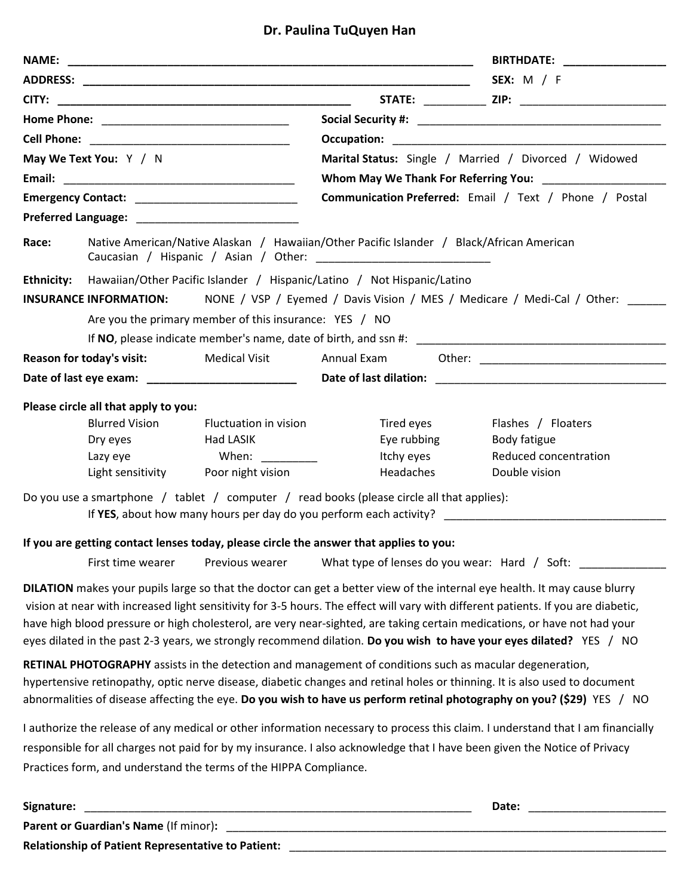# Dr. Paulina TuQuyen Han

**NAME:** ________________________________________________________________ **BIRTHDATE:** ________________

**ADDRESS:** ______________________________________________________________ **SEX:** M / F

**CITY:** ______________________________________________ **STATE:** __________ **ZIP:** ________________________

**Home Phone:** ______________________________ **Social Security #:** ________________________________________

**Cell Phone:** ________________________________ **Occupation:** _____________________________________________

**May We Text You:** Y / N **Marital Status:** Single / Married / Divorced / Widowed

**Email:** _____________________________________ **Whom May We Thank For Referring You:** ____________________

**Emergency Contact:** __________________________ **Communication Preferred:** Email / Text / Phone / Postal

**Preferred Language:** __________________________

**Race:** Native American/Native Alaskan / Hawaiian/Other Pacific Islander / Black/African American / Caucasian / Hispanic / Asian / Other: ___________________________

**Ethnicity:** Hawaiian/Other Pacific Islander / Hispanic/Latino / Not Hispanic/Latino

**INSURANCE INFORMATION:** NONE / VSP / Eyemed / Davis Vision / MES / Medicare / Medi-Cal / Other: ______

Are you the primary member of this insurance: YES / NO

If **NO**, please indicate member's name, date of birth, and ssn #: ________________________________________

**Reason for today's visit:** Medical Visit Annual Exam Other: ______________________________

**Date of last eye exam:** ________________________ **Date of last dilation:** ____________________________________

**Please circle all that apply to you:**

| | | | |
|---|---|---|---|
| Blurred Vision | Fluctuation in vision | Tired eyes | Flashes / Floaters |
| Dry eyes | Had LASIK | Eye rubbing | Body fatigue |
| Lazy eye | When: _________ | Itchy eyes | Reduced concentration |
| Light sensitivity | Poor night vision | Headaches | Double vision |

Do you use a smartphone / tablet / computer / read books (please circle all that applies):

If **YES**, about how many hours per day do you perform each activity? ____________________________________

**If you are getting contact lenses today, please circle the answer that applies to you:**

First time wearer Previous wearer What type of lenses do you wear: Hard / Soft: ______________

**DILATION** makes your pupils large so that the doctor can get a better view of the internal eye health. It may cause blurry vision at near with increased light sensitivity for 3-5 hours. The effect will vary with different patients. If you are diabetic, have high blood pressure or high cholesterol, are very near-sighted, are taking certain medications, or have not had your eyes dilated in the past 2-3 years, we strongly recommend dilation. **Do you wish to have your eyes dilated?** YES / NO

**RETINAL PHOTOGRAPHY** assists in the detection and management of conditions such as macular degeneration, hypertensive retinopathy, optic nerve disease, diabetic changes and retinal holes or thinning. It is also used to document abnormalities of disease affecting the eye. **Do you wish to have us perform retinal photography on you? ($29)** YES / NO

I authorize the release of any medical or other information necessary to process this claim. I understand that I am financially responsible for all charges not paid for by my insurance. I also acknowledge that I have been given the Notice of Privacy Practices form, and understand the terms of the HIPPA Compliance.

**Signature:** _________________________________________________________________ **Date:** ______________________

**Parent or Guardian's Name** (If minor)**:** ___________________________________________________________________

**Relationship of Patient Representative to Patient:** _____________________________________________________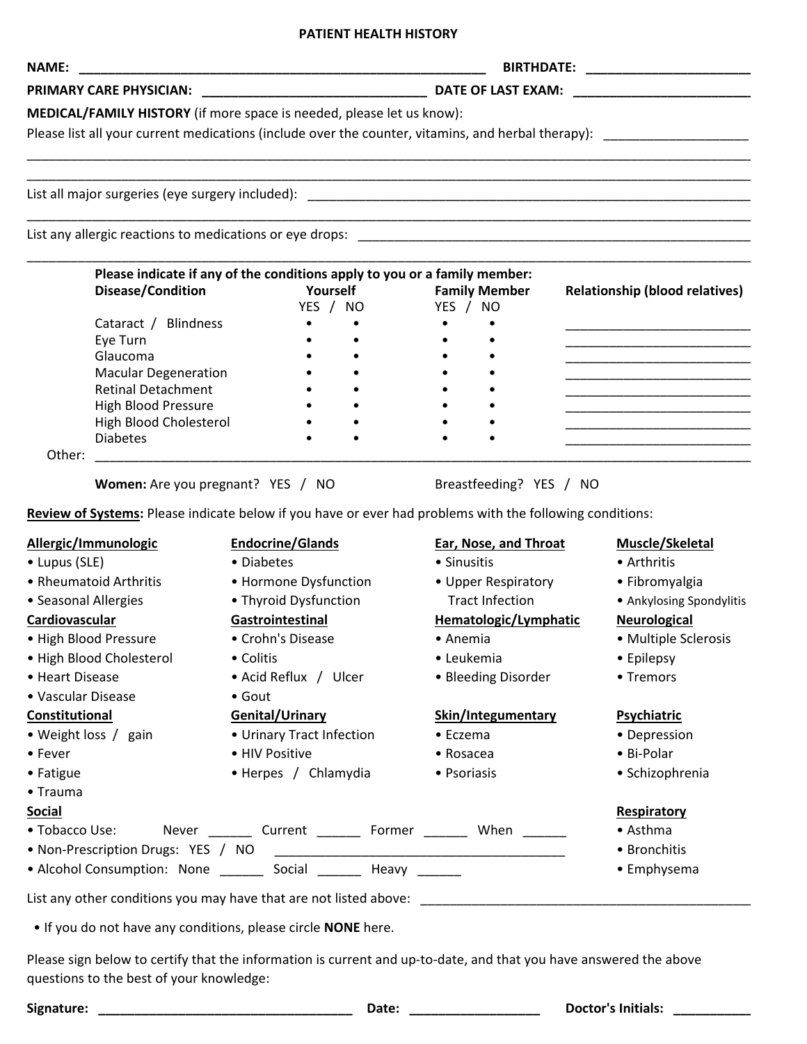# PATIENT HEALTH HISTORY

**NAME:** ______________________________________________________ **BIRTHDATE:** ______________________

**PRIMARY CARE PHYSICIAN:** ______________________________ **DATE OF LAST EXAM:** ________________________

**MEDICAL/FAMILY HISTORY** (if more space is needed, please let us know):

Please list all your current medications (include over the counter, vitamins, and herbal therapy): ____________________

______________________________________________________________________________________________________

______________________________________________________________________________________________________

List all major surgeries (eye surgery included): ____________________________________________________________

______________________________________________________________________________________________________

List any allergic reactions to medications or eye drops: ______________________________________________________

______________________________________________________________________________________________________

**Please indicate if any of the conditions apply to you or a family member:**

| Disease/Condition | Yourself YES | Yourself NO | Family Member YES | Family Member NO | Relationship (blood relatives) |
|---|---|---|---|---|---|
| Cataract / Blindness | • | • | • | • | ________________________ |
| Eye Turn | • | • | • | • | ________________________ |
| Glaucoma | • | • | • | • | ________________________ |
| Macular Degeneration | • | • | • | • | ________________________ |
| Retinal Detachment | • | • | • | • | ________________________ |
| High Blood Pressure | • | • | • | • | ________________________ |
| High Blood Cholesterol | • | • | • | • | ________________________ |
| Diabetes | • | • | • | • | ________________________ |

Other: ________________________________________________________________________________________________

**Women:** Are you pregnant? YES / NO Breastfeeding? YES / NO

**Review of Systems:** Please indicate below if you have or ever had problems with the following conditions:

**Allergic/Immunologic**
- Lupus (SLE)
- Rheumatoid Arthritis
- Seasonal Allergies

**Cardiovascular**
- High Blood Pressure
- High Blood Cholesterol
- Heart Disease
- Vascular Disease

**Constitutional**
- Weight loss / gain
- Fever
- Fatigue
- Trauma

**Endocrine/Glands**
- Diabetes
- Hormone Dysfunction
- Thyroid Dysfunction

**Gastrointestinal**
- Crohn's Disease
- Colitis
- Acid Reflux / Ulcer
- Gout

**Genital/Urinary**
- Urinary Tract Infection
- HIV Positive
- Herpes / Chlamydia

**Ear, Nose, and Throat**
- Sinusitis
- Upper Respiratory Tract Infection

**Hematologic/Lymphatic**
- Anemia
- Leukemia
- Bleeding Disorder

**Skin/Integumentary**
- Eczema
- Rosacea
- Psoriasis

**Muscle/Skeletal**
- Arthritis
- Fibromyalgia
- Ankylosing Spondylitis

**Neurological**
- Multiple Sclerosis
- Epilepsy
- Tremors

**Psychiatric**
- Depression
- Bi-Polar
- Schizophrenia

**Social**
- Tobacco Use: Never ______ Current ______ Former ______ When ______
- Non-Prescription Drugs: YES / NO ________________________________________
- Alcohol Consumption: None ______ Social ______ Heavy ______

**Respiratory**
- Asthma
- Bronchitis
- Emphysema

List any other conditions you may have that are not listed above: ______________________________________________

- If you do not have any conditions, please circle **NONE** here.

Please sign below to certify that the information is current and up-to-date, and that you have answered the above questions to the best of your knowledge:

**Signature:** ___________________________________ **Date:** _________________ **Doctor's Initials:** ___________